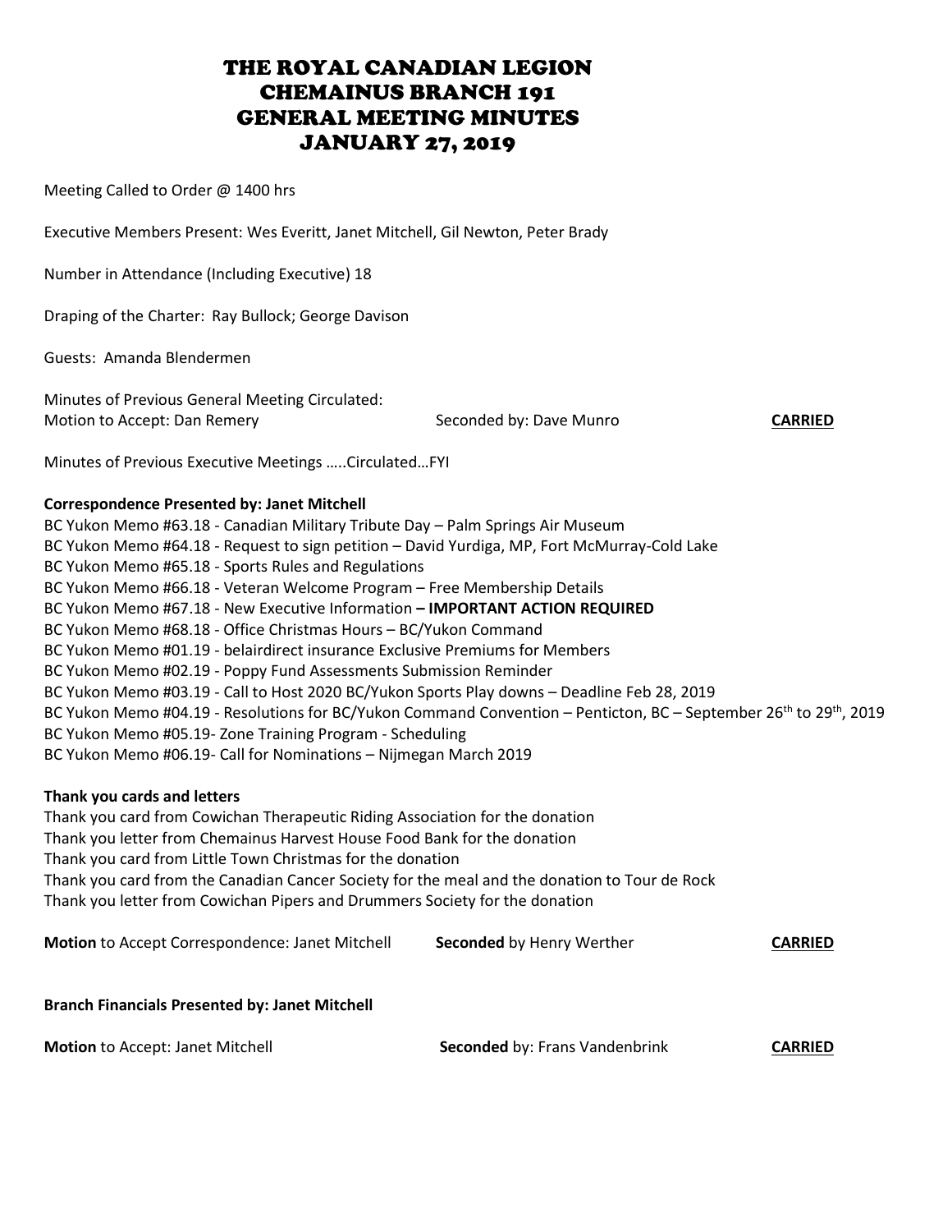# THE ROYAL CANADIAN LEGION
# CHEMAINUS BRANCH 191
# GENERAL MEETING MINUTES
# JANUARY 27, 2019

Meeting Called to Order @ 1400 hrs

Executive Members Present: Wes Everitt, Janet Mitchell, Gil Newton, Peter Brady

Number in Attendance (Including Executive) 18

Draping of the Charter: Ray Bullock; George Davison

Guests: Amanda Blendermen

Minutes of Previous General Meeting Circulated:
Motion to Accept: Dan Remery Seconded by: Dave Munro **CARRIED**

Minutes of Previous Executive Meetings …..Circulated…FYI

**Correspondence Presented by: Janet Mitchell**

BC Yukon Memo #63.18 - Canadian Military Tribute Day – Palm Springs Air Museum
BC Yukon Memo #64.18 - Request to sign petition – David Yurdiga, MP, Fort McMurray-Cold Lake
BC Yukon Memo #65.18 - Sports Rules and Regulations
BC Yukon Memo #66.18 - Veteran Welcome Program – Free Membership Details
BC Yukon Memo #67.18 - New Executive Information **– IMPORTANT ACTION REQUIRED**
BC Yukon Memo #68.18 - Office Christmas Hours – BC/Yukon Command
BC Yukon Memo #01.19 - belairdirect insurance Exclusive Premiums for Members
BC Yukon Memo #02.19 - Poppy Fund Assessments Submission Reminder
BC Yukon Memo #03.19 - Call to Host 2020 BC/Yukon Sports Play downs – Deadline Feb 28, 2019
BC Yukon Memo #04.19 - Resolutions for BC/Yukon Command Convention – Penticton, BC – September 26th to 29th, 2019
BC Yukon Memo #05.19- Zone Training Program - Scheduling
BC Yukon Memo #06.19- Call for Nominations – Nijmegan March 2019

**Thank you cards and letters**

Thank you card from Cowichan Therapeutic Riding Association for the donation
Thank you letter from Chemainus Harvest House Food Bank for the donation
Thank you card from Little Town Christmas for the donation
Thank you card from the Canadian Cancer Society for the meal and the donation to Tour de Rock
Thank you letter from Cowichan Pipers and Drummers Society for the donation

**Motion** to Accept Correspondence: Janet Mitchell **Seconded** by Henry Werther **CARRIED**

**Branch Financials Presented by: Janet Mitchell**

**Motion** to Accept: Janet Mitchell **Seconded** by: Frans Vandenbrink **CARRIED**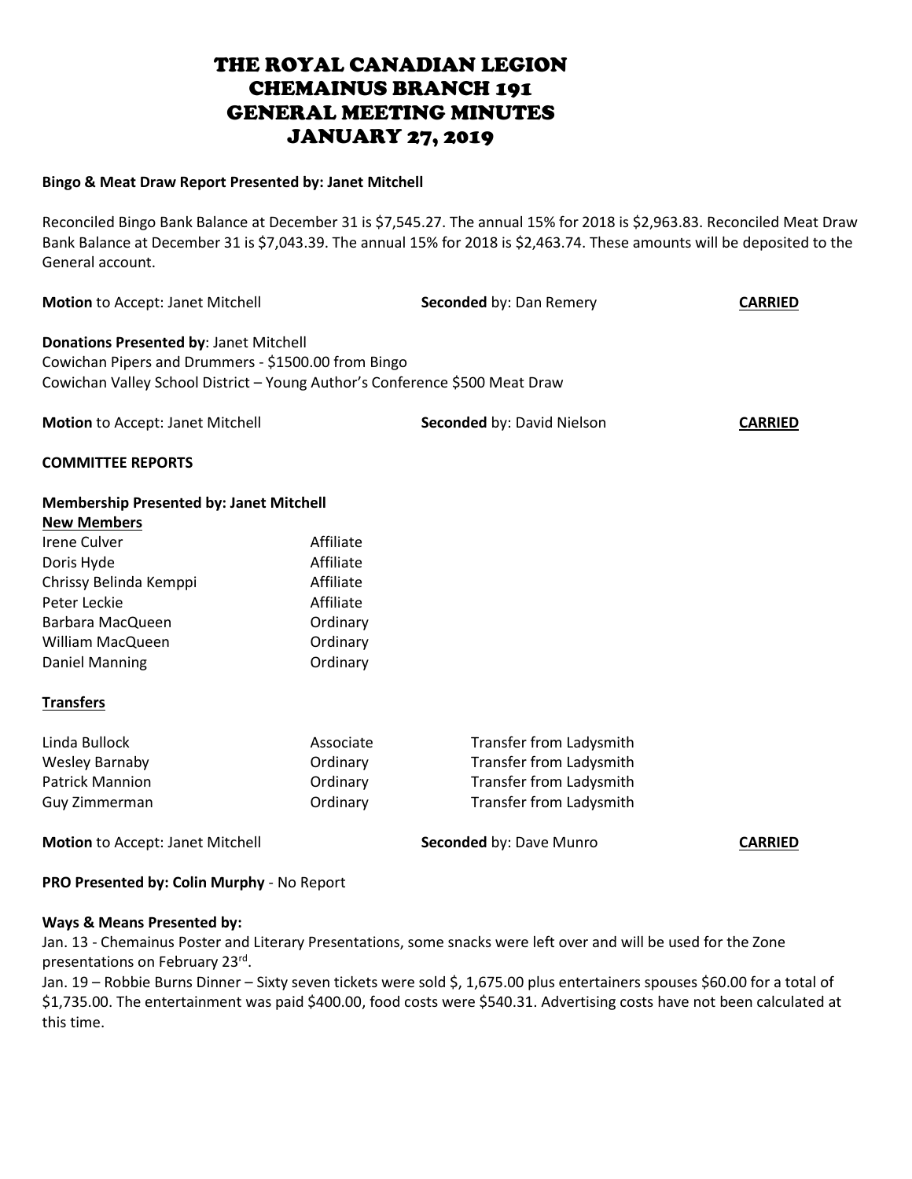# THE ROYAL CANADIAN LEGION
# CHEMAINUS BRANCH 191
# GENERAL MEETING MINUTES
# JANUARY 27, 2019

**Bingo & Meat Draw Report Presented by: Janet Mitchell**

Reconciled Bingo Bank Balance at December 31 is $7,545.27. The annual 15% for 2018 is $2,963.83. Reconciled Meat Draw Bank Balance at December 31 is $7,043.39. The annual 15% for 2018 is $2,463.74. These amounts will be deposited to the General account.

**Motion** to Accept: Janet Mitchell | **Seconded** by: Dan Remery | **CARRIED**

**Donations Presented by**: Janet Mitchell
Cowichan Pipers and Drummers - $1500.00 from Bingo
Cowichan Valley School District – Young Author's Conference $500 Meat Draw

**Motion** to Accept: Janet Mitchell | **Seconded** by: David Nielson | **CARRIED**

**COMMITTEE REPORTS**

**Membership Presented by: Janet Mitchell**

**New Members**

| | |
|---|---|
| Irene Culver | Affiliate |
| Doris Hyde | Affiliate |
| Chrissy Belinda Kemppi | Affiliate |
| Peter Leckie | Affiliate |
| Barbara MacQueen | Ordinary |
| William MacQueen | Ordinary |
| Daniel Manning | Ordinary |

**Transfers**

| | | |
|---|---|---|
| Linda Bullock | Associate | Transfer from Ladysmith |
| Wesley Barnaby | Ordinary | Transfer from Ladysmith |
| Patrick Mannion | Ordinary | Transfer from Ladysmith |
| Guy Zimmerman | Ordinary | Transfer from Ladysmith |

**Motion** to Accept: Janet Mitchell | **Seconded** by: Dave Munro | **CARRIED**

**PRO Presented by: Colin Murphy** - No Report

**Ways & Means Presented by:**
Jan. 13 - Chemainus Poster and Literary Presentations, some snacks were left over and will be used for the Zone presentations on February 23rd.
Jan. 19 – Robbie Burns Dinner – Sixty seven tickets were sold $, 1,675.00 plus entertainers spouses $60.00 for a total of $1,735.00. The entertainment was paid $400.00, food costs were $540.31. Advertising costs have not been calculated at this time.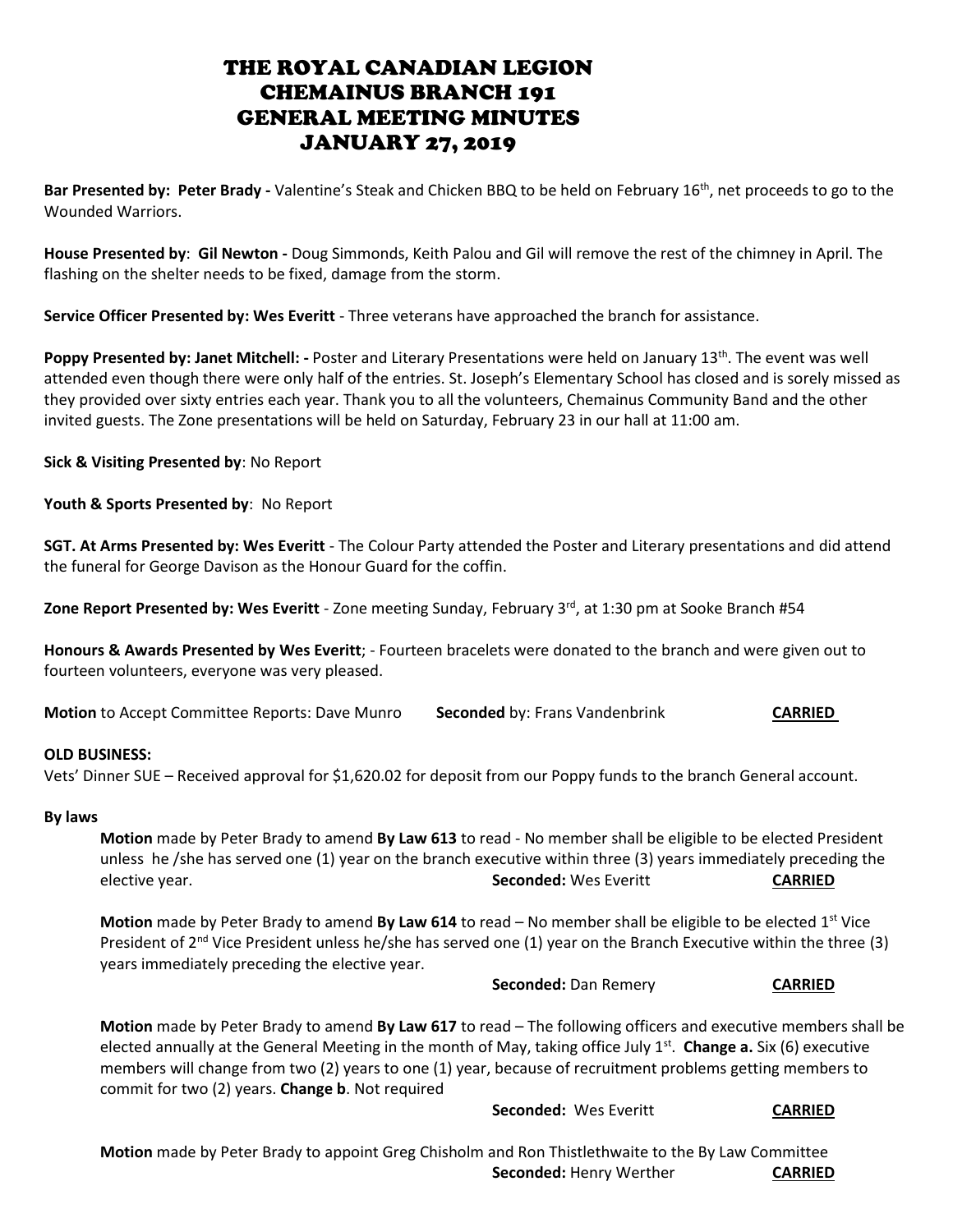# THE ROYAL CANADIAN LEGION
# CHEMAINUS BRANCH 191
# GENERAL MEETING MINUTES
# JANUARY 27, 2019

**Bar Presented by: Peter Brady -** Valentine's Steak and Chicken BBQ to be held on February 16th, net proceeds to go to the Wounded Warriors.

**House Presented by**: **Gil Newton -** Doug Simmonds, Keith Palou and Gil will remove the rest of the chimney in April. The flashing on the shelter needs to be fixed, damage from the storm.

**Service Officer Presented by: Wes Everitt** - Three veterans have approached the branch for assistance.

**Poppy Presented by: Janet Mitchell: -** Poster and Literary Presentations were held on January 13th. The event was well attended even though there were only half of the entries. St. Joseph's Elementary School has closed and is sorely missed as they provided over sixty entries each year. Thank you to all the volunteers, Chemainus Community Band and the other invited guests. The Zone presentations will be held on Saturday, February 23 in our hall at 11:00 am.

**Sick & Visiting Presented by**: No Report

**Youth & Sports Presented by**: No Report

**SGT. At Arms Presented by: Wes Everitt** - The Colour Party attended the Poster and Literary presentations and did attend the funeral for George Davison as the Honour Guard for the coffin.

**Zone Report Presented by: Wes Everitt** - Zone meeting Sunday, February 3rd, at 1:30 pm at Sooke Branch #54

**Honours & Awards Presented by Wes Everitt**; - Fourteen bracelets were donated to the branch and were given out to fourteen volunteers, everyone was very pleased.

**Motion** to Accept Committee Reports: Dave Munro **Seconded** by: Frans Vandenbrink **CARRIED**

**OLD BUSINESS:**

Vets' Dinner SUE – Received approval for $1,620.02 for deposit from our Poppy funds to the branch General account.

**By laws**

**Motion** made by Peter Brady to amend **By Law 613** to read - No member shall be eligible to be elected President unless he /she has served one (1) year on the branch executive within three (3) years immediately preceding the elective year. **Seconded:** Wes Everitt **CARRIED**

**Motion** made by Peter Brady to amend **By Law 614** to read – No member shall be eligible to be elected 1st Vice President of 2nd Vice President unless he/she has served one (1) year on the Branch Executive within the three (3) years immediately preceding the elective year.

**Seconded:** Dan Remery **CARRIED**

**Motion** made by Peter Brady to amend **By Law 617** to read – The following officers and executive members shall be elected annually at the General Meeting in the month of May, taking office July 1st. **Change a.** Six (6) executive members will change from two (2) years to one (1) year, because of recruitment problems getting members to commit for two (2) years. **Change b**. Not required

**Seconded:** Wes Everitt **CARRIED**

**Motion** made by Peter Brady to appoint Greg Chisholm and Ron Thistlethwaite to the By Law Committee

**Seconded:** Henry Werther **CARRIED**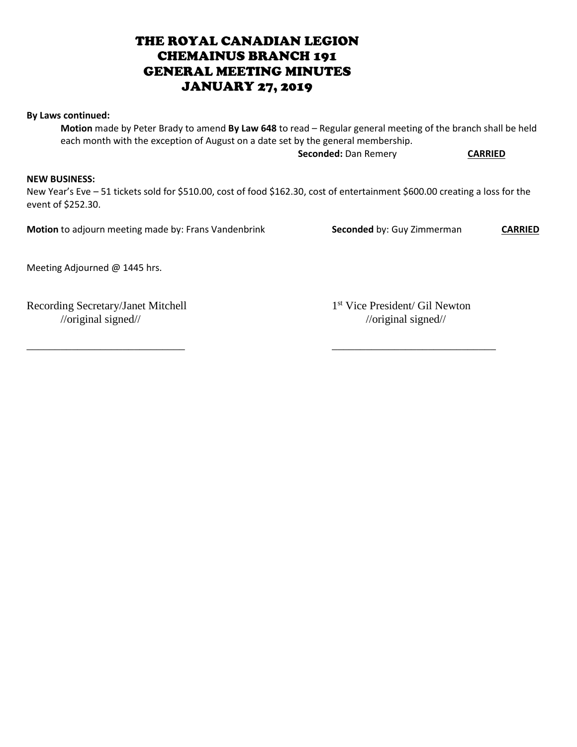# THE ROYAL CANADIAN LEGION
# CHEMAINUS BRANCH 191
# GENERAL MEETING MINUTES
# JANUARY 27, 2019

**By Laws continued:**

**Motion** made by Peter Brady to amend **By Law 648** to read – Regular general meeting of the branch shall be held each month with the exception of August on a date set by the general membership.

**Seconded:** Dan Remery **CARRIED**

**NEW BUSINESS:**

New Year's Eve – 51 tickets sold for $510.00, cost of food $162.30, cost of entertainment $600.00 creating a loss for the event of $252.30.

**Motion** to adjourn meeting made by: Frans Vandenbrink **Seconded** by: Guy Zimmerman **CARRIED**

Meeting Adjourned @ 1445 hrs.

Recording Secretary/Janet Mitchell
//original signed//

1st Vice President/ Gil Newton
//original signed//